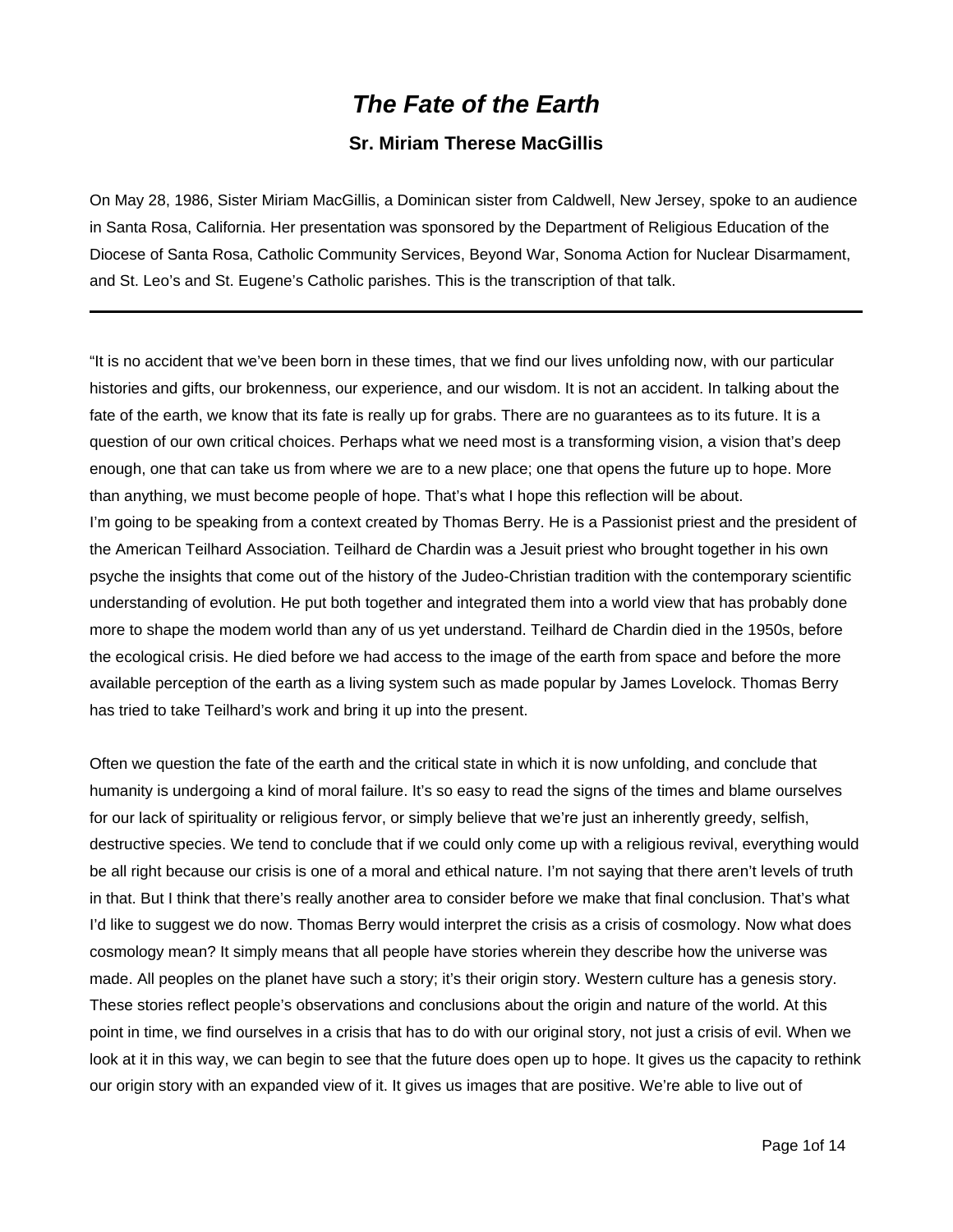# *The Fate of the Earth*

### Sr. Miriam Therese MacGillis

On May 28, 1986, Sister Miriam MacGillis, a Dominican sister from Caldwell, New Jersey, spoke to an audience in Santa Rosa, California. Her presentation was sponsored by the Department of Religious Education of the Diocese of Santa Rosa, Catholic Community Services, Beyond War, Sonoma Action for Nuclear Disarmament, and St. Leo's and St. Eugene's Catholic parishes. This is the transcription of that talk.

---

"It is no accident that we've been born in these times, that we find our lives unfolding now, with our particular histories and gifts, our brokenness, our experience, and our wisdom. It is not an accident. In talking about the fate of the earth, we know that its fate is really up for grabs. There are no guarantees as to its future. It is a question of our own critical choices. Perhaps what we need most is a transforming vision, a vision that's deep enough, one that can take us from where we are to a new place; one that opens the future up to hope. More than anything, we must become people of hope. That's what I hope this reflection will be about.
I'm going to be speaking from a context created by Thomas Berry. He is a Passionist priest and the president of the American Teilhard Association. Teilhard de Chardin was a Jesuit priest who brought together in his own psyche the insights that come out of the history of the Judeo-Christian tradition with the contemporary scientific understanding of evolution. He put both together and integrated them into a world view that has probably done more to shape the modem world than any of us yet understand. Teilhard de Chardin died in the 1950s, before the ecological crisis. He died before we had access to the image of the earth from space and before the more available perception of the earth as a living system such as made popular by James Lovelock. Thomas Berry has tried to take Teilhard's work and bring it up into the present.

Often we question the fate of the earth and the critical state in which it is now unfolding, and conclude that humanity is undergoing a kind of moral failure. It's so easy to read the signs of the times and blame ourselves for our lack of spirituality or religious fervor, or simply believe that we're just an inherently greedy, selfish, destructive species. We tend to conclude that if we could only come up with a religious revival, everything would be all right because our crisis is one of a moral and ethical nature. I'm not saying that there aren't levels of truth in that. But I think that there's really another area to consider before we make that final conclusion. That's what I'd like to suggest we do now. Thomas Berry would interpret the crisis as a crisis of cosmology. Now what does cosmology mean? It simply means that all people have stories wherein they describe how the universe was made. All peoples on the planet have such a story; it's their origin story. Western culture has a genesis story. These stories reflect people's observations and conclusions about the origin and nature of the world. At this point in time, we find ourselves in a crisis that has to do with our original story, not just a crisis of evil. When we look at it in this way, we can begin to see that the future does open up to hope. It gives us the capacity to rethink our origin story with an expanded view of it. It gives us images that are positive. We're able to live out of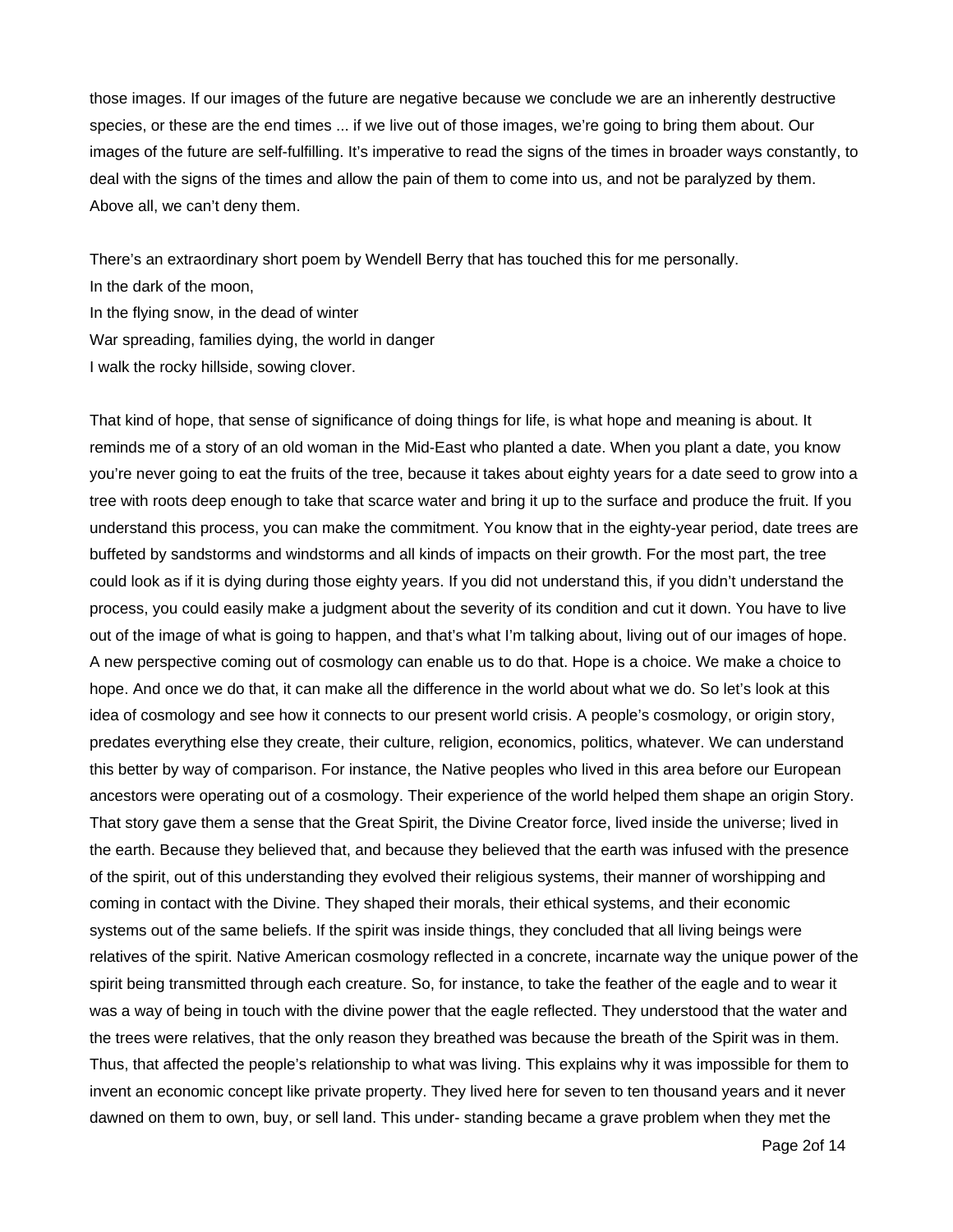those images. If our images of the future are negative because we conclude we are an inherently destructive species, or these are the end times ... if we live out of those images, we're going to bring them about. Our images of the future are self-fulfilling. It's imperative to read the signs of the times in broader ways constantly, to deal with the signs of the times and allow the pain of them to come into us, and not be paralyzed by them. Above all, we can't deny them.

There's an extraordinary short poem by Wendell Berry that has touched this for me personally.
In the dark of the moon,
In the flying snow, in the dead of winter
War spreading, families dying, the world in danger
I walk the rocky hillside, sowing clover.

That kind of hope, that sense of significance of doing things for life, is what hope and meaning is about. It reminds me of a story of an old woman in the Mid-East who planted a date. When you plant a date, you know you're never going to eat the fruits of the tree, because it takes about eighty years for a date seed to grow into a tree with roots deep enough to take that scarce water and bring it up to the surface and produce the fruit. If you understand this process, you can make the commitment. You know that in the eighty-year period, date trees are buffeted by sandstorms and windstorms and all kinds of impacts on their growth. For the most part, the tree could look as if it is dying during those eighty years. If you did not understand this, if you didn't understand the process, you could easily make a judgment about the severity of its condition and cut it down. You have to live out of the image of what is going to happen, and that's what I'm talking about, living out of our images of hope. A new perspective coming out of cosmology can enable us to do that. Hope is a choice. We make a choice to hope. And once we do that, it can make all the difference in the world about what we do. So let's look at this idea of cosmology and see how it connects to our present world crisis. A people's cosmology, or origin story, predates everything else they create, their culture, religion, economics, politics, whatever. We can understand this better by way of comparison. For instance, the Native peoples who lived in this area before our European ancestors were operating out of a cosmology. Their experience of the world helped them shape an origin Story. That story gave them a sense that the Great Spirit, the Divine Creator force, lived inside the universe; lived in the earth. Because they believed that, and because they believed that the earth was infused with the presence of the spirit, out of this understanding they evolved their religious systems, their manner of worshipping and coming in contact with the Divine. They shaped their morals, their ethical systems, and their economic systems out of the same beliefs. If the spirit was inside things, they concluded that all living beings were relatives of the spirit. Native American cosmology reflected in a concrete, incarnate way the unique power of the spirit being transmitted through each creature. So, for instance, to take the feather of the eagle and to wear it was a way of being in touch with the divine power that the eagle reflected. They understood that the water and the trees were relatives, that the only reason they breathed was because the breath of the Spirit was in them. Thus, that affected the people's relationship to what was living. This explains why it was impossible for them to invent an economic concept like private property. They lived here for seven to ten thousand years and it never dawned on them to own, buy, or sell land. This under- standing became a grave problem when they met the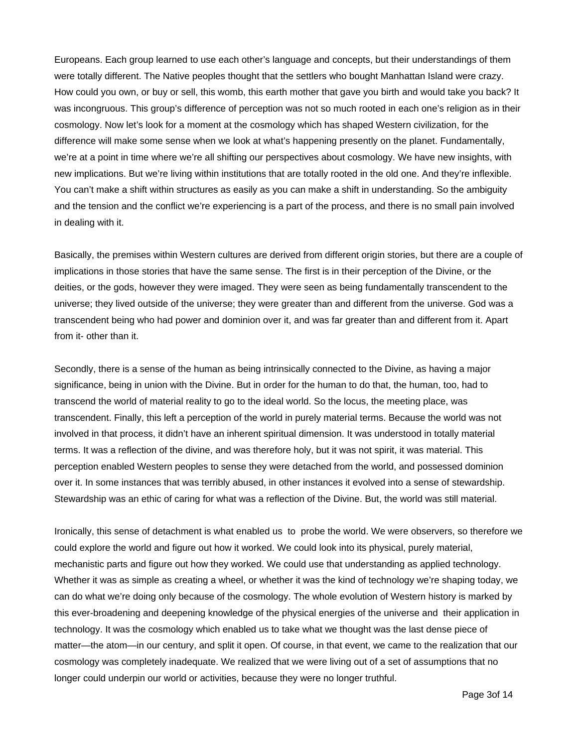Europeans. Each group learned to use each other's language and concepts, but their understandings of them were totally different. The Native peoples thought that the settlers who bought Manhattan Island were crazy. How could you own, or buy or sell, this womb, this earth mother that gave you birth and would take you back? It was incongruous. This group's difference of perception was not so much rooted in each one's religion as in their cosmology. Now let's look for a moment at the cosmology which has shaped Western civilization, for the difference will make some sense when we look at what's happening presently on the planet. Fundamentally, we're at a point in time where we're all shifting our perspectives about cosmology. We have new insights, with new implications. But we're living within institutions that are totally rooted in the old one. And they're inflexible. You can't make a shift within structures as easily as you can make a shift in understanding. So the ambiguity and the tension and the conflict we're experiencing is a part of the process, and there is no small pain involved in dealing with it.

Basically, the premises within Western cultures are derived from different origin stories, but there are a couple of implications in those stories that have the same sense. The first is in their perception of the Divine, or the deities, or the gods, however they were imaged. They were seen as being fundamentally transcendent to the universe; they lived outside of the universe; they were greater than and different from the universe. God was a transcendent being who had power and dominion over it, and was far greater than and different from it. Apart from it- other than it.

Secondly, there is a sense of the human as being intrinsically connected to the Divine, as having a major significance, being in union with the Divine. But in order for the human to do that, the human, too, had to transcend the world of material reality to go to the ideal world. So the locus, the meeting place, was transcendent. Finally, this left a perception of the world in purely material terms. Because the world was not involved in that process, it didn't have an inherent spiritual dimension. It was understood in totally material terms. It was a reflection of the divine, and was therefore holy, but it was not spirit, it was material. This perception enabled Western peoples to sense they were detached from the world, and possessed dominion over it. In some instances that was terribly abused, in other instances it evolved into a sense of stewardship. Stewardship was an ethic of caring for what was a reflection of the Divine. But, the world was still material.

Ironically, this sense of detachment is what enabled us to probe the world. We were observers, so therefore we could explore the world and figure out how it worked. We could look into its physical, purely material, mechanistic parts and figure out how they worked. We could use that understanding as applied technology. Whether it was as simple as creating a wheel, or whether it was the kind of technology we're shaping today, we can do what we're doing only because of the cosmology. The whole evolution of Western history is marked by this ever-broadening and deepening knowledge of the physical energies of the universe and their application in technology. It was the cosmology which enabled us to take what we thought was the last dense piece of matter—the atom—in our century, and split it open. Of course, in that event, we came to the realization that our cosmology was completely inadequate. We realized that we were living out of a set of assumptions that no longer could underpin our world or activities, because they were no longer truthful.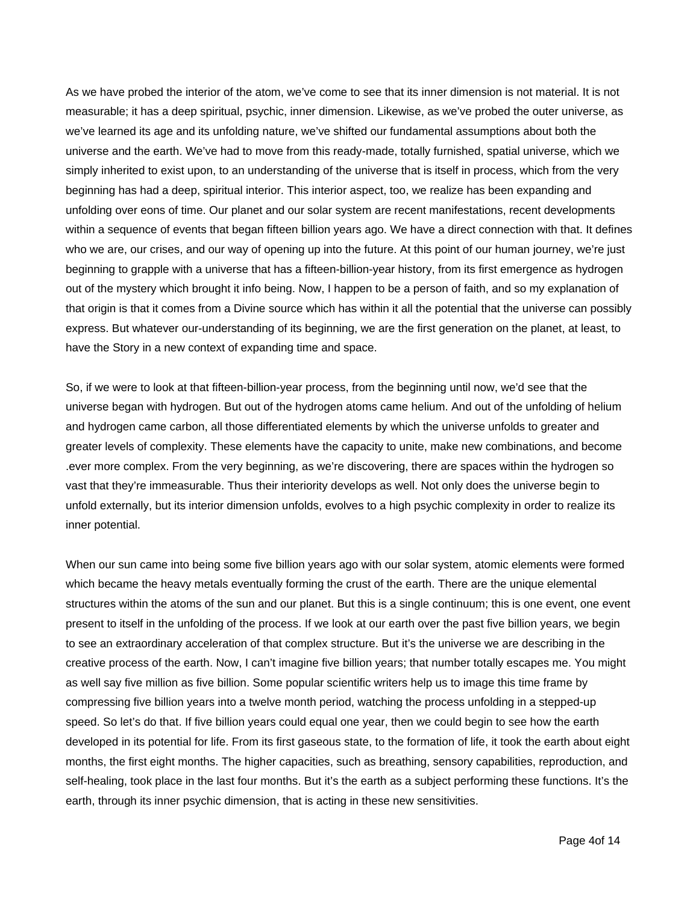As we have probed the interior of the atom, we've come to see that its inner dimension is not material. It is not measurable; it has a deep spiritual, psychic, inner dimension. Likewise, as we've probed the outer universe, as we've learned its age and its unfolding nature, we've shifted our fundamental assumptions about both the universe and the earth. We've had to move from this ready-made, totally furnished, spatial universe, which we simply inherited to exist upon, to an understanding of the universe that is itself in process, which from the very beginning has had a deep, spiritual interior. This interior aspect, too, we realize has been expanding and unfolding over eons of time. Our planet and our solar system are recent manifestations, recent developments within a sequence of events that began fifteen billion years ago. We have a direct connection with that. It defines who we are, our crises, and our way of opening up into the future. At this point of our human journey, we're just beginning to grapple with a universe that has a fifteen-billion-year history, from its first emergence as hydrogen out of the mystery which brought it info being. Now, I happen to be a person of faith, and so my explanation of that origin is that it comes from a Divine source which has within it all the potential that the universe can possibly express. But whatever our-understanding of its beginning, we are the first generation on the planet, at least, to have the Story in a new context of expanding time and space.

So, if we were to look at that fifteen-billion-year process, from the beginning until now, we'd see that the universe began with hydrogen. But out of the hydrogen atoms came helium. And out of the unfolding of helium and hydrogen came carbon, all those differentiated elements by which the universe unfolds to greater and greater levels of complexity. These elements have the capacity to unite, make new combinations, and become .ever more complex. From the very beginning, as we're discovering, there are spaces within the hydrogen so vast that they're immeasurable. Thus their interiority develops as well. Not only does the universe begin to unfold externally, but its interior dimension unfolds, evolves to a high psychic complexity in order to realize its inner potential.

When our sun came into being some five billion years ago with our solar system, atomic elements were formed which became the heavy metals eventually forming the crust of the earth. There are the unique elemental structures within the atoms of the sun and our planet. But this is a single continuum; this is one event, one event present to itself in the unfolding of the process. If we look at our earth over the past five billion years, we begin to see an extraordinary acceleration of that complex structure. But it's the universe we are describing in the creative process of the earth. Now, I can't imagine five billion years; that number totally escapes me. You might as well say five million as five billion. Some popular scientific writers help us to image this time frame by compressing five billion years into a twelve month period, watching the process unfolding in a stepped-up speed. So let's do that. If five billion years could equal one year, then we could begin to see how the earth developed in its potential for life. From its first gaseous state, to the formation of life, it took the earth about eight months, the first eight months. The higher capacities, such as breathing, sensory capabilities, reproduction, and self-healing, took place in the last four months. But it's the earth as a subject performing these functions. It's the earth, through its inner psychic dimension, that is acting in these new sensitivities.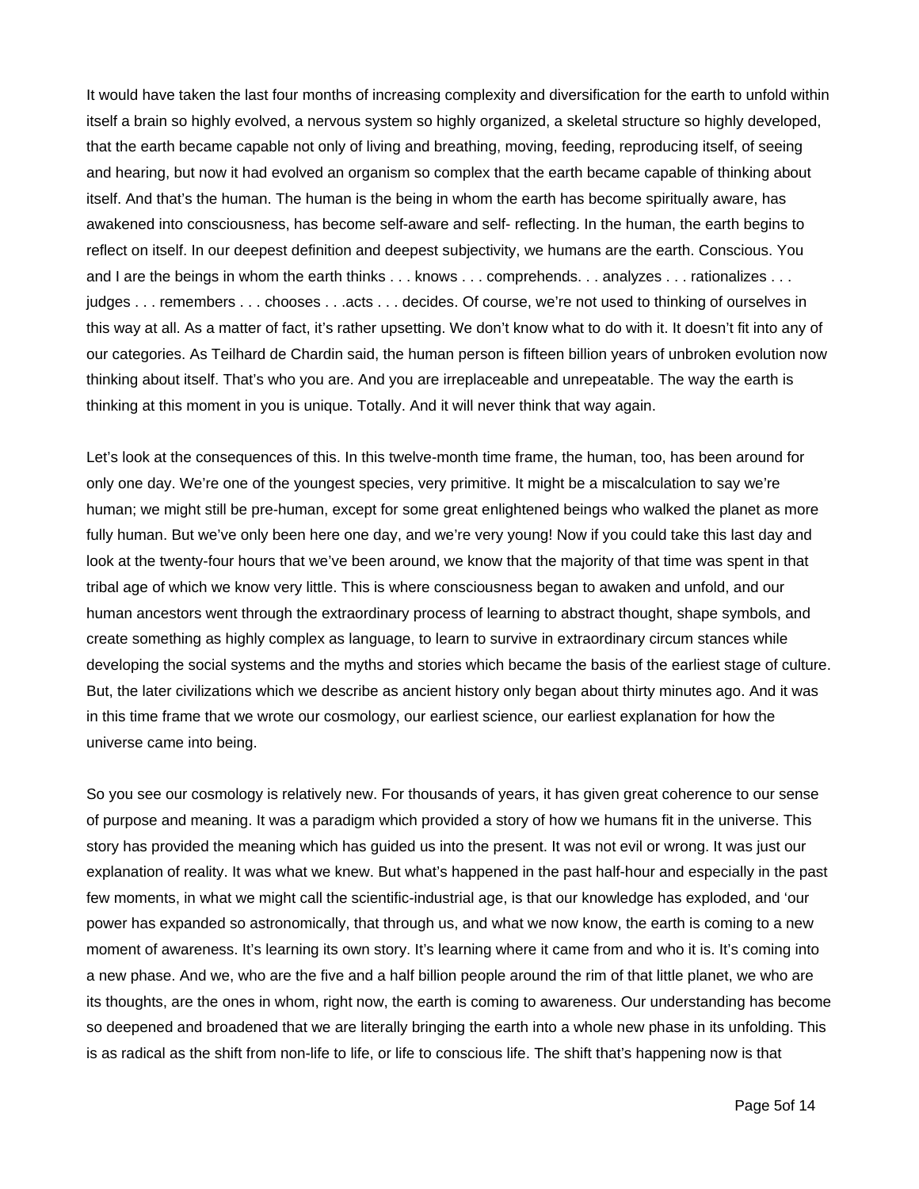It would have taken the last four months of increasing complexity and diversification for the earth to unfold within itself a brain so highly evolved, a nervous system so highly organized, a skeletal structure so highly developed, that the earth became capable not only of living and breathing, moving, feeding, reproducing itself, of seeing and hearing, but now it had evolved an organism so complex that the earth became capable of thinking about itself. And that's the human. The human is the being in whom the earth has become spiritually aware, has awakened into consciousness, has become self-aware and self- reflecting. In the human, the earth begins to reflect on itself. In our deepest definition and deepest subjectivity, we humans are the earth. Conscious. You and I are the beings in whom the earth thinks . . . knows . . . comprehends. . . analyzes . . . rationalizes . . . judges . . . remembers . . . chooses . . .acts . . . decides. Of course, we're not used to thinking of ourselves in this way at all. As a matter of fact, it's rather upsetting. We don't know what to do with it. It doesn't fit into any of our categories. As Teilhard de Chardin said, the human person is fifteen billion years of unbroken evolution now thinking about itself. That's who you are. And you are irreplaceable and unrepeatable. The way the earth is thinking at this moment in you is unique. Totally. And it will never think that way again.

Let's look at the consequences of this. In this twelve-month time frame, the human, too, has been around for only one day. We're one of the youngest species, very primitive. It might be a miscalculation to say we're human; we might still be pre-human, except for some great enlightened beings who walked the planet as more fully human. But we've only been here one day, and we're very young! Now if you could take this last day and look at the twenty-four hours that we've been around, we know that the majority of that time was spent in that tribal age of which we know very little. This is where consciousness began to awaken and unfold, and our human ancestors went through the extraordinary process of learning to abstract thought, shape symbols, and create something as highly complex as language, to learn to survive in extraordinary circum stances while developing the social systems and the myths and stories which became the basis of the earliest stage of culture. But, the later civilizations which we describe as ancient history only began about thirty minutes ago. And it was in this time frame that we wrote our cosmology, our earliest science, our earliest explanation for how the universe came into being.

So you see our cosmology is relatively new. For thousands of years, it has given great coherence to our sense of purpose and meaning. It was a paradigm which provided a story of how we humans fit in the universe. This story has provided the meaning which has guided us into the present. It was not evil or wrong. It was just our explanation of reality. It was what we knew. But what's happened in the past half-hour and especially in the past few moments, in what we might call the scientific-industrial age, is that our knowledge has exploded, and 'our power has expanded so astronomically, that through us, and what we now know, the earth is coming to a new moment of awareness. It's learning its own story. It's learning where it came from and who it is. It's coming into a new phase. And we, who are the five and a half billion people around the rim of that little planet, we who are its thoughts, are the ones in whom, right now, the earth is coming to awareness. Our understanding has become so deepened and broadened that we are literally bringing the earth into a whole new phase in its unfolding. This is as radical as the shift from non-life to life, or life to conscious life. The shift that's happening now is that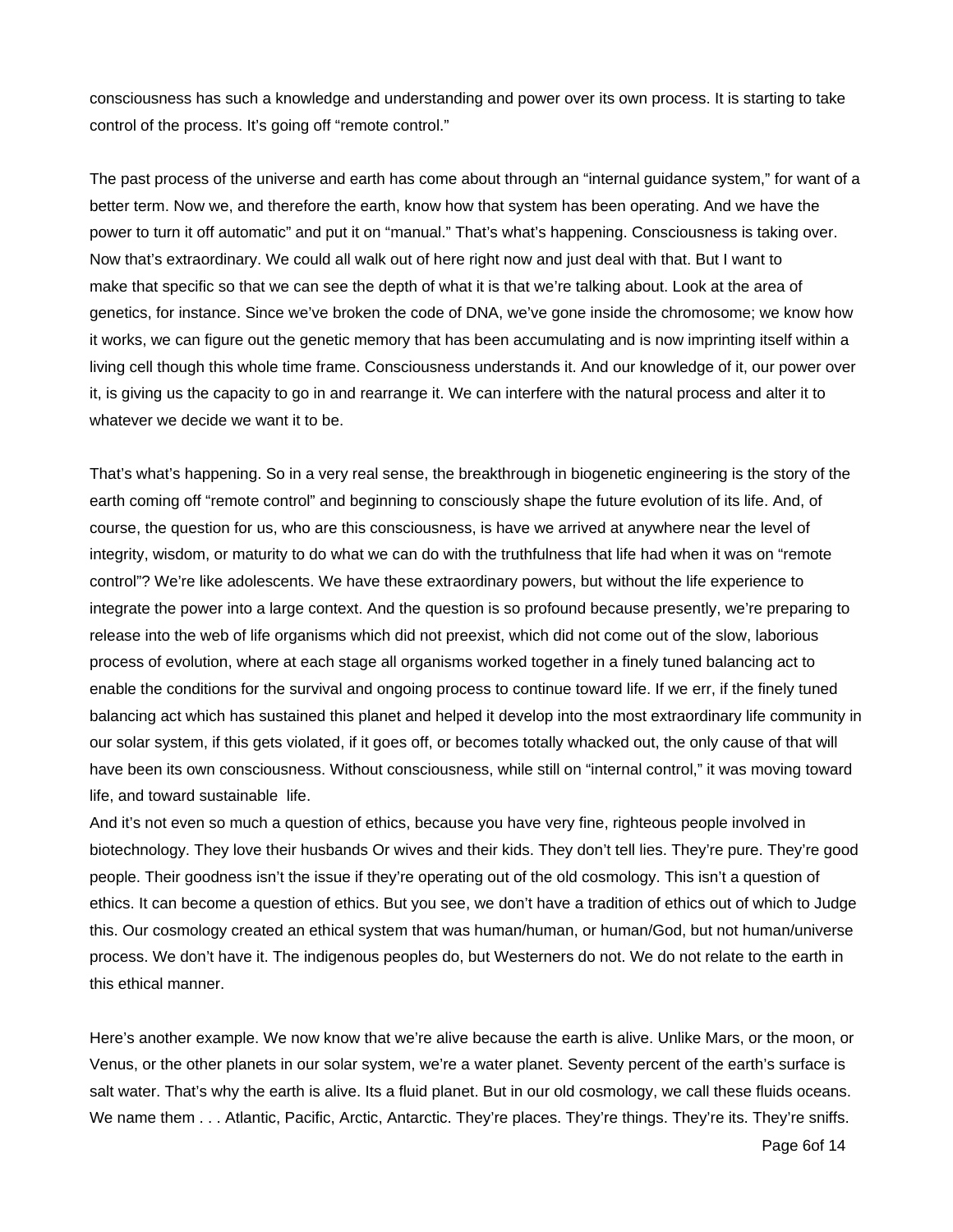consciousness has such a knowledge and understanding and power over its own process. It is starting to take control of the process. It's going off "remote control."

The past process of the universe and earth has come about through an "internal guidance system," for want of a better term. Now we, and therefore the earth, know how that system has been operating. And we have the power to turn it off automatic" and put it on "manual." That's what's happening. Consciousness is taking over. Now that's extraordinary. We could all walk out of here right now and just deal with that. But I want to make that specific so that we can see the depth of what it is that we're talking about. Look at the area of genetics, for instance. Since we've broken the code of DNA, we've gone inside the chromosome; we know how it works, we can figure out the genetic memory that has been accumulating and is now imprinting itself within a living cell though this whole time frame. Consciousness understands it. And our knowledge of it, our power over it, is giving us the capacity to go in and rearrange it. We can interfere with the natural process and alter it to whatever we decide we want it to be.

That's what's happening. So in a very real sense, the breakthrough in biogenetic engineering is the story of the earth coming off "remote control" and beginning to consciously shape the future evolution of its life. And, of course, the question for us, who are this consciousness, is have we arrived at anywhere near the level of integrity, wisdom, or maturity to do what we can do with the truthfulness that life had when it was on "remote control"? We're like adolescents. We have these extraordinary powers, but without the life experience to integrate the power into a large context. And the question is so profound because presently, we're preparing to release into the web of life organisms which did not preexist, which did not come out of the slow, laborious process of evolution, where at each stage all organisms worked together in a finely tuned balancing act to enable the conditions for the survival and ongoing process to continue toward life. If we err, if the finely tuned balancing act which has sustained this planet and helped it develop into the most extraordinary life community in our solar system, if this gets violated, if it goes off, or becomes totally whacked out, the only cause of that will have been its own consciousness. Without consciousness, while still on "internal control," it was moving toward life, and toward sustainable life.

And it's not even so much a question of ethics, because you have very fine, righteous people involved in biotechnology. They love their husbands Or wives and their kids. They don't tell lies. They're pure. They're good people. Their goodness isn't the issue if they're operating out of the old cosmology. This isn't a question of ethics. It can become a question of ethics. But you see, we don't have a tradition of ethics out of which to Judge this. Our cosmology created an ethical system that was human/human, or human/God, but not human/universe process. We don't have it. The indigenous peoples do, but Westerners do not. We do not relate to the earth in this ethical manner.

Here's another example. We now know that we're alive because the earth is alive. Unlike Mars, or the moon, or Venus, or the other planets in our solar system, we're a water planet. Seventy percent of the earth's surface is salt water. That's why the earth is alive. Its a fluid planet. But in our old cosmology, we call these fluids oceans. We name them . . . Atlantic, Pacific, Arctic, Antarctic. They're places. They're things. They're its. They're sniffs.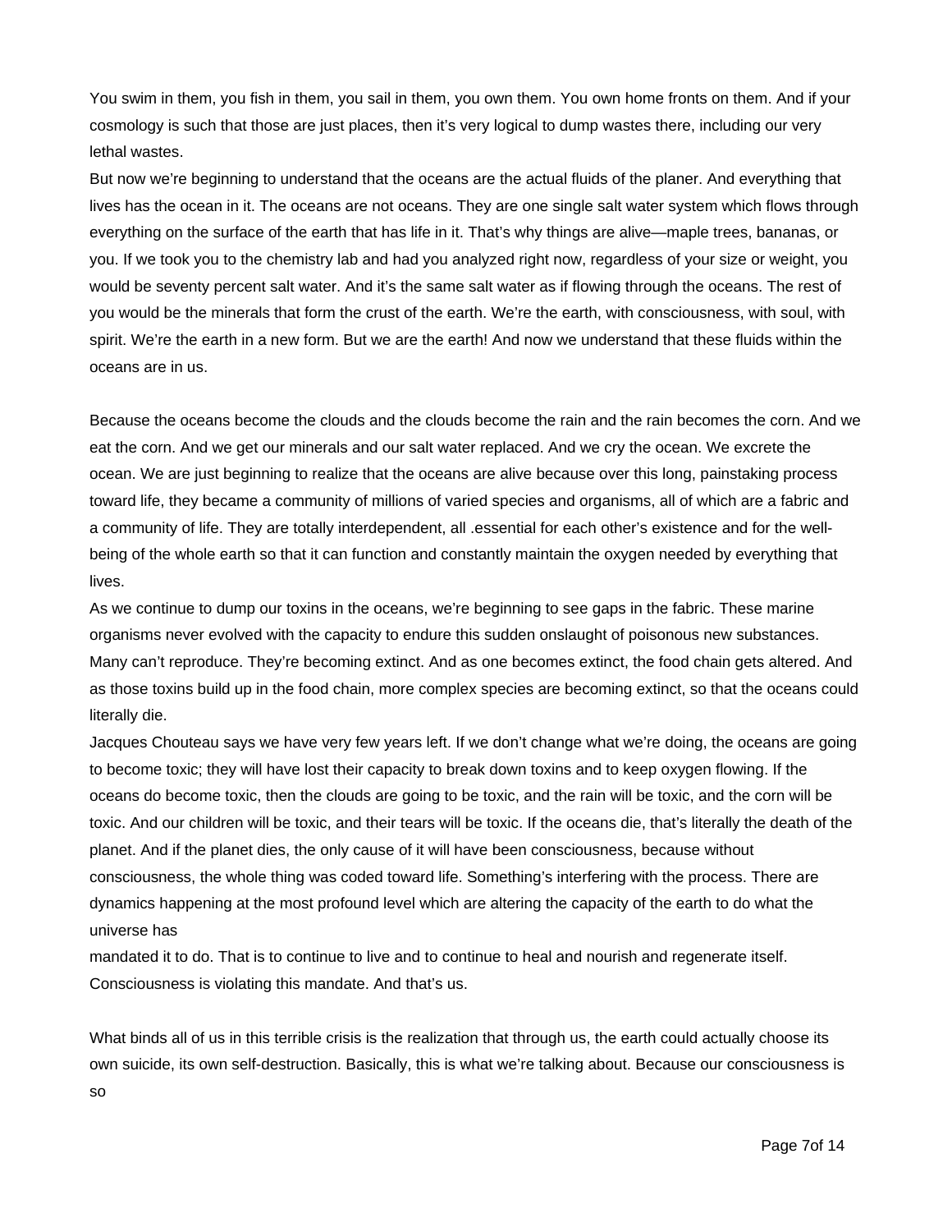You swim in them, you fish in them, you sail in them, you own them. You own home fronts on them. And if your cosmology is such that those are just places, then it's very logical to dump wastes there, including our very lethal wastes.

But now we're beginning to understand that the oceans are the actual fluids of the planer. And everything that lives has the ocean in it. The oceans are not oceans. They are one single salt water system which flows through everything on the surface of the earth that has life in it. That's why things are alive—maple trees, bananas, or you. If we took you to the chemistry lab and had you analyzed right now, regardless of your size or weight, you would be seventy percent salt water. And it's the same salt water as if flowing through the oceans. The rest of you would be the minerals that form the crust of the earth. We're the earth, with consciousness, with soul, with spirit. We're the earth in a new form. But we are the earth! And now we understand that these fluids within the oceans are in us.

Because the oceans become the clouds and the clouds become the rain and the rain becomes the corn. And we eat the corn. And we get our minerals and our salt water replaced. And we cry the ocean. We excrete the ocean. We are just beginning to realize that the oceans are alive because over this long, painstaking process toward life, they became a community of millions of varied species and organisms, all of which are a fabric and a community of life. They are totally interdependent, all .essential for each other's existence and for the well-being of the whole earth so that it can function and constantly maintain the oxygen needed by everything that lives.

As we continue to dump our toxins in the oceans, we're beginning to see gaps in the fabric. These marine organisms never evolved with the capacity to endure this sudden onslaught of poisonous new substances. Many can't reproduce. They're becoming extinct. And as one becomes extinct, the food chain gets altered. And as those toxins build up in the food chain, more complex species are becoming extinct, so that the oceans could literally die.

Jacques Chouteau says we have very few years left. If we don't change what we're doing, the oceans are going to become toxic; they will have lost their capacity to break down toxins and to keep oxygen flowing. If the oceans do become toxic, then the clouds are going to be toxic, and the rain will be toxic, and the corn will be toxic. And our children will be toxic, and their tears will be toxic. If the oceans die, that's literally the death of the planet. And if the planet dies, the only cause of it will have been consciousness, because without consciousness, the whole thing was coded toward life. Something's interfering with the process. There are dynamics happening at the most profound level which are altering the capacity of the earth to do what the universe has mandated it to do. That is to continue to live and to continue to heal and nourish and regenerate itself. Consciousness is violating this mandate. And that's us.

What binds all of us in this terrible crisis is the realization that through us, the earth could actually choose its own suicide, its own self-destruction. Basically, this is what we're talking about. Because our consciousness is so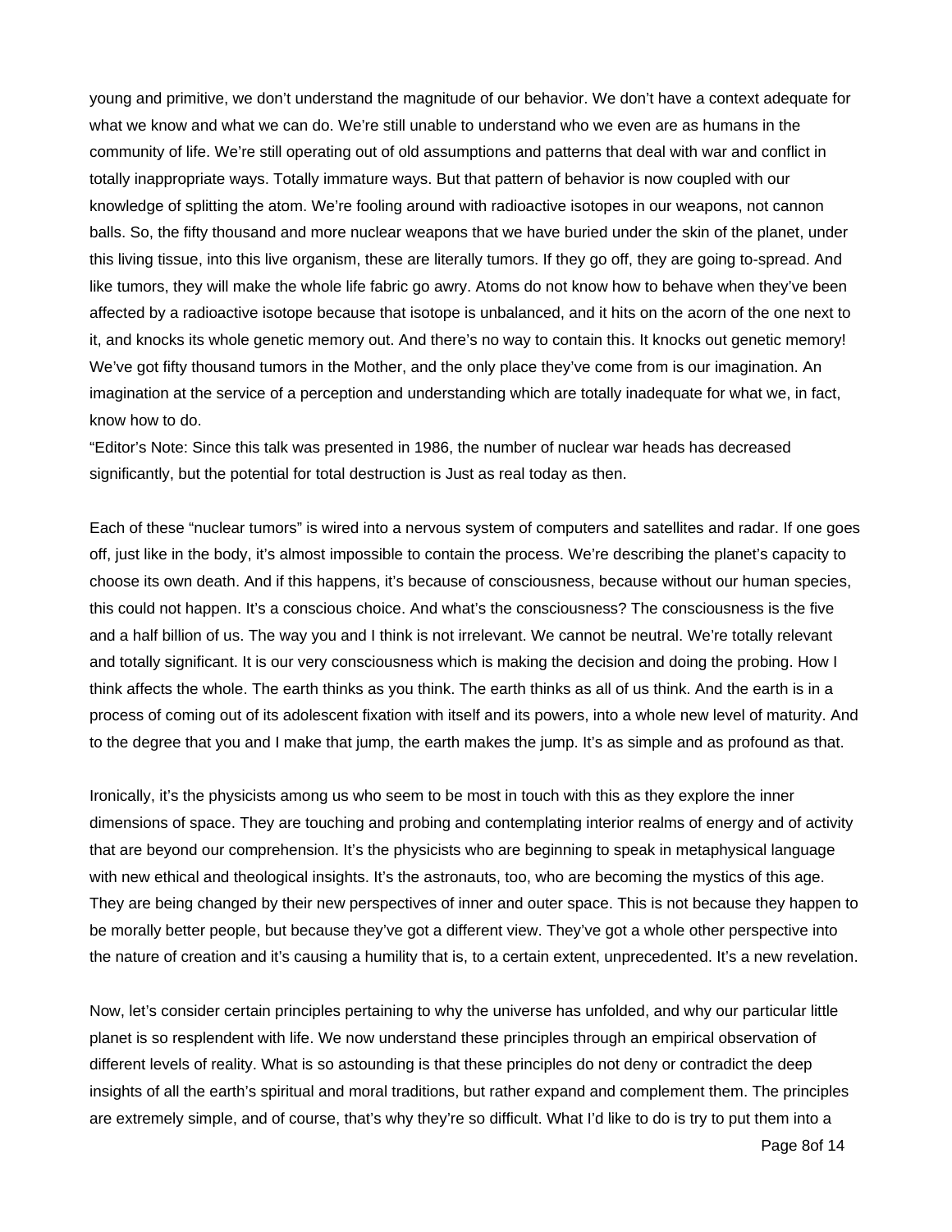young and primitive, we don't understand the magnitude of our behavior. We don't have a context adequate for what we know and what we can do. We're still unable to understand who we even are as humans in the community of life. We're still operating out of old assumptions and patterns that deal with war and conflict in totally inappropriate ways. Totally immature ways. But that pattern of behavior is now coupled with our knowledge of splitting the atom. We're fooling around with radioactive isotopes in our weapons, not cannon balls. So, the fifty thousand and more nuclear weapons that we have buried under the skin of the planet, under this living tissue, into this live organism, these are literally tumors. If they go off, they are going to-spread. And like tumors, they will make the whole life fabric go awry. Atoms do not know how to behave when they've been affected by a radioactive isotope because that isotope is unbalanced, and it hits on the acorn of the one next to it, and knocks its whole genetic memory out. And there's no way to contain this. It knocks out genetic memory! We've got fifty thousand tumors in the Mother, and the only place they've come from is our imagination. An imagination at the service of a perception and understanding which are totally inadequate for what we, in fact, know how to do.

"Editor's Note: Since this talk was presented in 1986, the number of nuclear war heads has decreased significantly, but the potential for total destruction is Just as real today as then.

Each of these "nuclear tumors" is wired into a nervous system of computers and satellites and radar. If one goes off, just like in the body, it's almost impossible to contain the process. We're describing the planet's capacity to choose its own death. And if this happens, it's because of consciousness, because without our human species, this could not happen. It's a conscious choice. And what's the consciousness? The consciousness is the five and a half billion of us. The way you and I think is not irrelevant. We cannot be neutral. We're totally relevant and totally significant. It is our very consciousness which is making the decision and doing the probing. How I think affects the whole. The earth thinks as you think. The earth thinks as all of us think. And the earth is in a process of coming out of its adolescent fixation with itself and its powers, into a whole new level of maturity. And to the degree that you and I make that jump, the earth makes the jump. It's as simple and as profound as that.

Ironically, it's the physicists among us who seem to be most in touch with this as they explore the inner dimensions of space. They are touching and probing and contemplating interior realms of energy and of activity that are beyond our comprehension. It's the physicists who are beginning to speak in metaphysical language with new ethical and theological insights. It's the astronauts, too, who are becoming the mystics of this age. They are being changed by their new perspectives of inner and outer space. This is not because they happen to be morally better people, but because they've got a different view. They've got a whole other perspective into the nature of creation and it's causing a humility that is, to a certain extent, unprecedented. It's a new revelation.

Now, let's consider certain principles pertaining to why the universe has unfolded, and why our particular little planet is so resplendent with life. We now understand these principles through an empirical observation of different levels of reality. What is so astounding is that these principles do not deny or contradict the deep insights of all the earth's spiritual and moral traditions, but rather expand and complement them. The principles are extremely simple, and of course, that's why they're so difficult. What I'd like to do is try to put them into a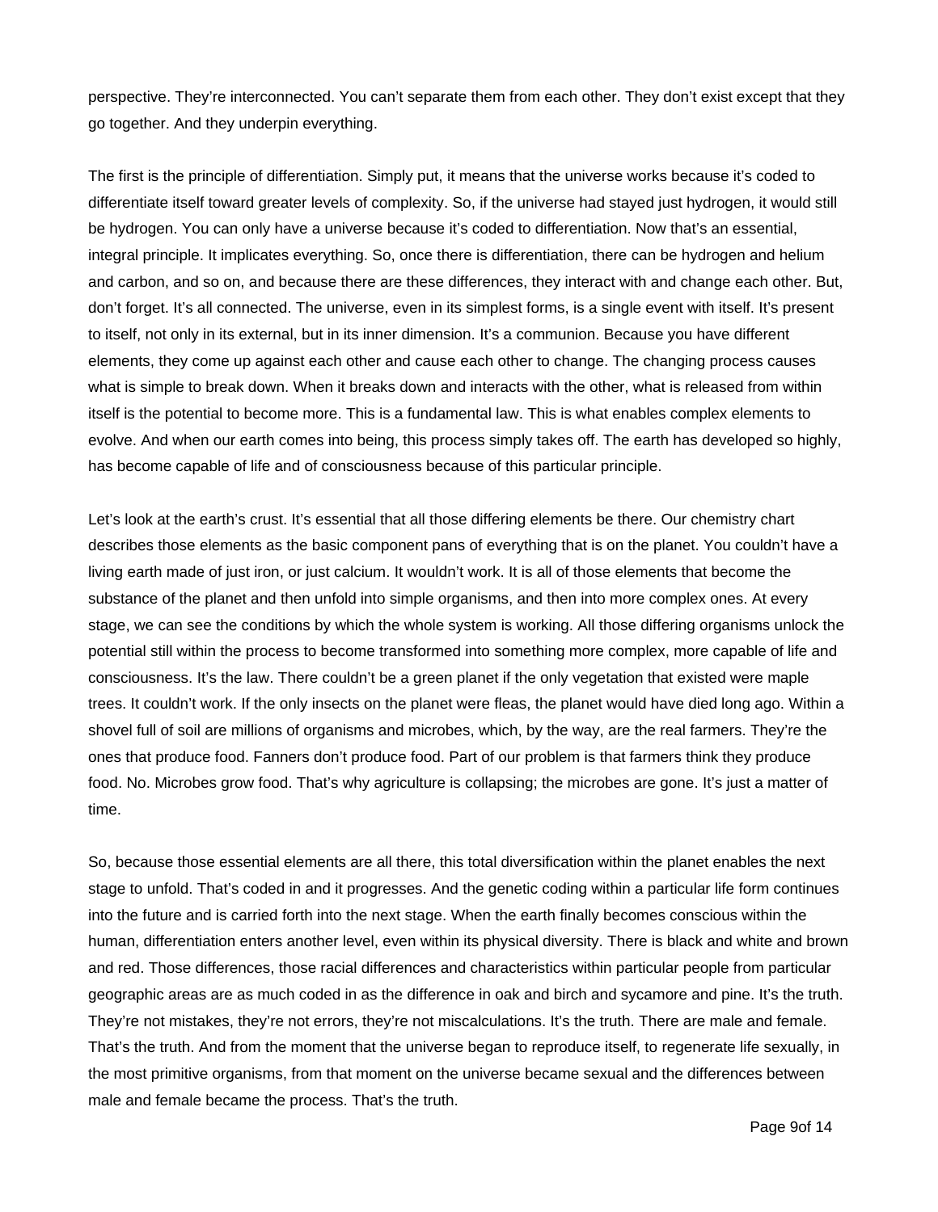perspective. They're interconnected. You can't separate them from each other. They don't exist except that they go together. And they underpin everything.

The first is the principle of differentiation. Simply put, it means that the universe works because it's coded to differentiate itself toward greater levels of complexity. So, if the universe had stayed just hydrogen, it would still be hydrogen. You can only have a universe because it's coded to differentiation. Now that's an essential, integral principle. It implicates everything. So, once there is differentiation, there can be hydrogen and helium and carbon, and so on, and because there are these differences, they interact with and change each other. But, don't forget. It's all connected. The universe, even in its simplest forms, is a single event with itself. It's present to itself, not only in its external, but in its inner dimension. It's a communion. Because you have different elements, they come up against each other and cause each other to change. The changing process causes what is simple to break down. When it breaks down and interacts with the other, what is released from within itself is the potential to become more. This is a fundamental law. This is what enables complex elements to evolve. And when our earth comes into being, this process simply takes off. The earth has developed so highly, has become capable of life and of consciousness because of this particular principle.

Let's look at the earth's crust. It's essential that all those differing elements be there. Our chemistry chart describes those elements as the basic component pans of everything that is on the planet. You couldn't have a living earth made of just iron, or just calcium. It wouldn't work. It is all of those elements that become the substance of the planet and then unfold into simple organisms, and then into more complex ones. At every stage, we can see the conditions by which the whole system is working. All those differing organisms unlock the potential still within the process to become transformed into something more complex, more capable of life and consciousness. It's the law. There couldn't be a green planet if the only vegetation that existed were maple trees. It couldn't work. If the only insects on the planet were fleas, the planet would have died long ago. Within a shovel full of soil are millions of organisms and microbes, which, by the way, are the real farmers. They're the ones that produce food. Fanners don't produce food. Part of our problem is that farmers think they produce food. No. Microbes grow food. That's why agriculture is collapsing; the microbes are gone. It's just a matter of time.

So, because those essential elements are all there, this total diversification within the planet enables the next stage to unfold. That's coded in and it progresses. And the genetic coding within a particular life form continues into the future and is carried forth into the next stage. When the earth finally becomes conscious within the human, differentiation enters another level, even within its physical diversity. There is black and white and brown and red. Those differences, those racial differences and characteristics within particular people from particular geographic areas are as much coded in as the difference in oak and birch and sycamore and pine. It's the truth. They're not mistakes, they're not errors, they're not miscalculations. It's the truth. There are male and female. That's the truth. And from the moment that the universe began to reproduce itself, to regenerate life sexually, in the most primitive organisms, from that moment on the universe became sexual and the differences between male and female became the process. That's the truth.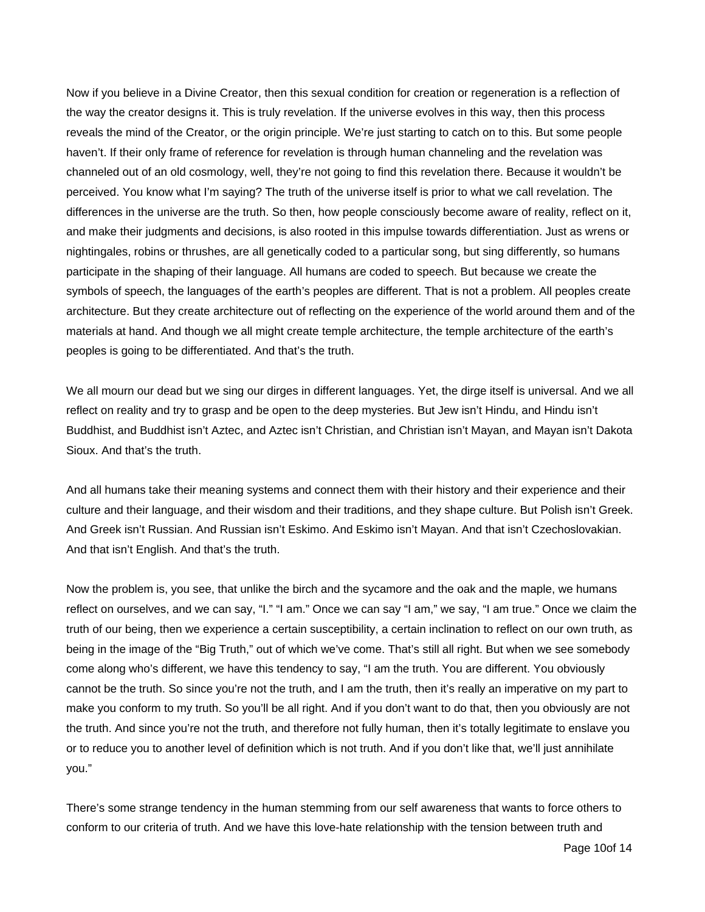Now if you believe in a Divine Creator, then this sexual condition for creation or regeneration is a reflection of the way the creator designs it. This is truly revelation. If the universe evolves in this way, then this process reveals the mind of the Creator, or the origin principle. We're just starting to catch on to this. But some people haven't. If their only frame of reference for revelation is through human channeling and the revelation was channeled out of an old cosmology, well, they're not going to find this revelation there. Because it wouldn't be perceived. You know what I'm saying? The truth of the universe itself is prior to what we call revelation. The differences in the universe are the truth. So then, how people consciously become aware of reality, reflect on it, and make their judgments and decisions, is also rooted in this impulse towards differentiation. Just as wrens or nightingales, robins or thrushes, are all genetically coded to a particular song, but sing differently, so humans participate in the shaping of their language. All humans are coded to speech. But because we create the symbols of speech, the languages of the earth's peoples are different. That is not a problem. All peoples create architecture. But they create architecture out of reflecting on the experience of the world around them and of the materials at hand. And though we all might create temple architecture, the temple architecture of the earth's peoples is going to be differentiated. And that's the truth.

We all mourn our dead but we sing our dirges in different languages. Yet, the dirge itself is universal. And we all reflect on reality and try to grasp and be open to the deep mysteries. But Jew isn't Hindu, and Hindu isn't Buddhist, and Buddhist isn't Aztec, and Aztec isn't Christian, and Christian isn't Mayan, and Mayan isn't Dakota Sioux. And that's the truth.

And all humans take their meaning systems and connect them with their history and their experience and their culture and their language, and their wisdom and their traditions, and they shape culture. But Polish isn't Greek. And Greek isn't Russian. And Russian isn't Eskimo. And Eskimo isn't Mayan. And that isn't Czechoslovakian. And that isn't English. And that's the truth.

Now the problem is, you see, that unlike the birch and the sycamore and the oak and the maple, we humans reflect on ourselves, and we can say, "I." "I am." Once we can say "I am," we say, "I am true." Once we claim the truth of our being, then we experience a certain susceptibility, a certain inclination to reflect on our own truth, as being in the image of the "Big Truth," out of which we've come. That's still all right. But when we see somebody come along who's different, we have this tendency to say, "I am the truth. You are different. You obviously cannot be the truth. So since you're not the truth, and I am the truth, then it's really an imperative on my part to make you conform to my truth. So you'll be all right. And if you don't want to do that, then you obviously are not the truth. And since you're not the truth, and therefore not fully human, then it's totally legitimate to enslave you or to reduce you to another level of definition which is not truth. And if you don't like that, we'll just annihilate you."

There's some strange tendency in the human stemming from our self awareness that wants to force others to conform to our criteria of truth. And we have this love-hate relationship with the tension between truth and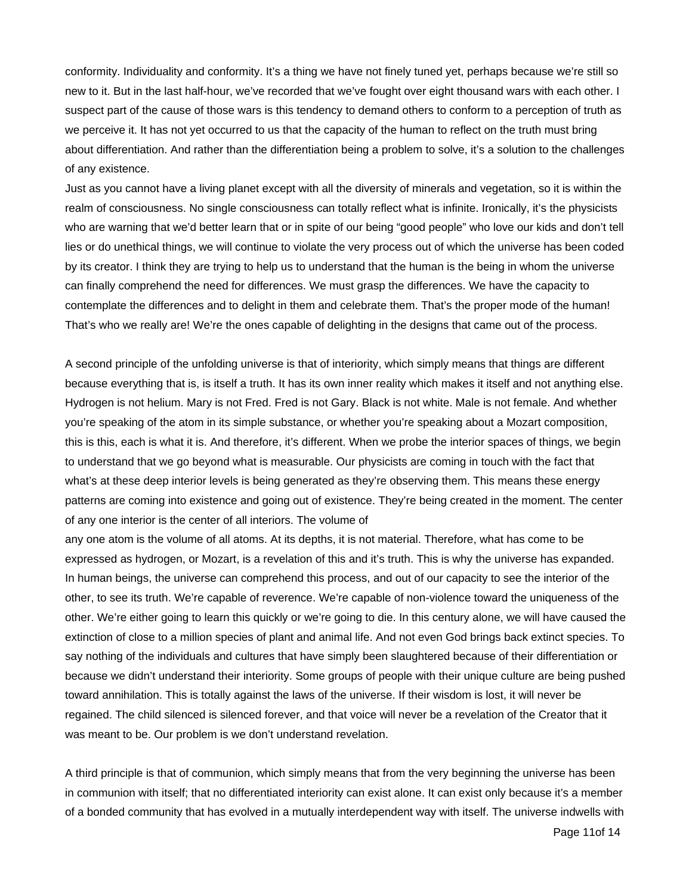conformity. Individuality and conformity. It's a thing we have not finely tuned yet, perhaps because we're still so new to it. But in the last half-hour, we've recorded that we've fought over eight thousand wars with each other. I suspect part of the cause of those wars is this tendency to demand others to conform to a perception of truth as we perceive it. It has not yet occurred to us that the capacity of the human to reflect on the truth must bring about differentiation. And rather than the differentiation being a problem to solve, it's a solution to the challenges of any existence.

Just as you cannot have a living planet except with all the diversity of minerals and vegetation, so it is within the realm of consciousness. No single consciousness can totally reflect what is infinite. Ironically, it's the physicists who are warning that we'd better learn that or in spite of our being "good people" who love our kids and don't tell lies or do unethical things, we will continue to violate the very process out of which the universe has been coded by its creator. I think they are trying to help us to understand that the human is the being in whom the universe can finally comprehend the need for differences. We must grasp the differences. We have the capacity to contemplate the differences and to delight in them and celebrate them. That's the proper mode of the human! That's who we really are! We're the ones capable of delighting in the designs that came out of the process.

A second principle of the unfolding universe is that of interiority, which simply means that things are different because everything that is, is itself a truth. It has its own inner reality which makes it itself and not anything else. Hydrogen is not helium. Mary is not Fred. Fred is not Gary. Black is not white. Male is not female. And whether you're speaking of the atom in its simple substance, or whether you're speaking about a Mozart composition, this is this, each is what it is. And therefore, it's different. When we probe the interior spaces of things, we begin to understand that we go beyond what is measurable. Our physicists are coming in touch with the fact that what's at these deep interior levels is being generated as they're observing them. This means these energy patterns are coming into existence and going out of existence. They're being created in the moment. The center of any one interior is the center of all interiors. The volume of any one atom is the volume of all atoms. At its depths, it is not material. Therefore, what has come to be expressed as hydrogen, or Mozart, is a revelation of this and it's truth. This is why the universe has expanded. In human beings, the universe can comprehend this process, and out of our capacity to see the interior of the other, to see its truth. We're capable of reverence. We're capable of non-violence toward the uniqueness of the other. We're either going to learn this quickly or we're going to die. In this century alone, we will have caused the extinction of close to a million species of plant and animal life. And not even God brings back extinct species. To say nothing of the individuals and cultures that have simply been slaughtered because of their differentiation or because we didn't understand their interiority. Some groups of people with their unique culture are being pushed toward annihilation. This is totally against the laws of the universe. If their wisdom is lost, it will never be regained. The child silenced is silenced forever, and that voice will never be a revelation of the Creator that it was meant to be. Our problem is we don't understand revelation.

A third principle is that of communion, which simply means that from the very beginning the universe has been in communion with itself; that no differentiated interiority can exist alone. It can exist only because it's a member of a bonded community that has evolved in a mutually interdependent way with itself. The universe indwells with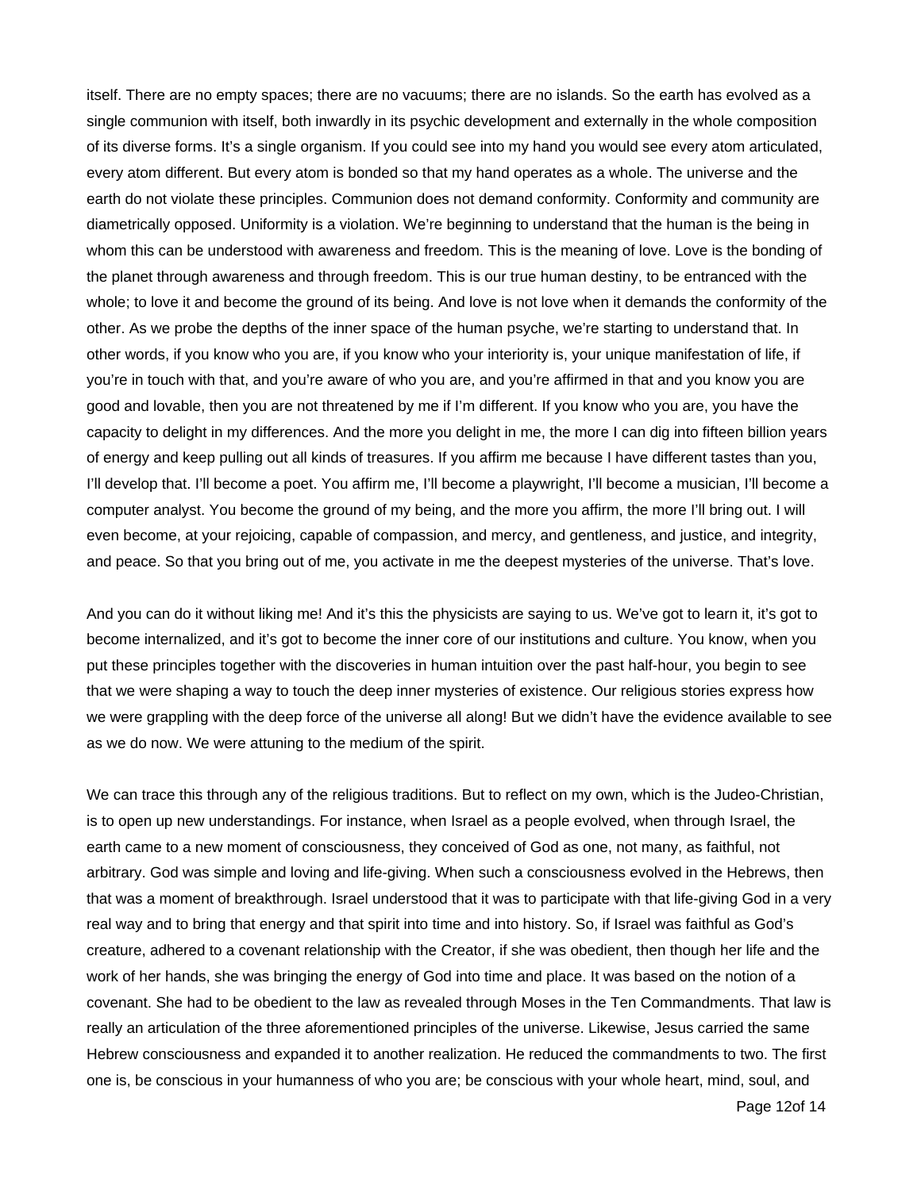itself. There are no empty spaces; there are no vacuums; there are no islands. So the earth has evolved as a single communion with itself, both inwardly in its psychic development and externally in the whole composition of its diverse forms. It's a single organism. If you could see into my hand you would see every atom articulated, every atom different. But every atom is bonded so that my hand operates as a whole. The universe and the earth do not violate these principles. Communion does not demand conformity. Conformity and community are diametrically opposed. Uniformity is a violation. We're beginning to understand that the human is the being in whom this can be understood with awareness and freedom. This is the meaning of love. Love is the bonding of the planet through awareness and through freedom. This is our true human destiny, to be entranced with the whole; to love it and become the ground of its being. And love is not love when it demands the conformity of the other. As we probe the depths of the inner space of the human psyche, we're starting to understand that. In other words, if you know who you are, if you know who your interiority is, your unique manifestation of life, if you're in touch with that, and you're aware of who you are, and you're affirmed in that and you know you are good and lovable, then you are not threatened by me if I'm different. If you know who you are, you have the capacity to delight in my differences. And the more you delight in me, the more I can dig into fifteen billion years of energy and keep pulling out all kinds of treasures. If you affirm me because I have different tastes than you, I'll develop that. I'll become a poet. You affirm me, I'll become a playwright, I'll become a musician, I'll become a computer analyst. You become the ground of my being, and the more you affirm, the more I'll bring out. I will even become, at your rejoicing, capable of compassion, and mercy, and gentleness, and justice, and integrity, and peace. So that you bring out of me, you activate in me the deepest mysteries of the universe. That's love.

And you can do it without liking me! And it's this the physicists are saying to us. We've got to learn it, it's got to become internalized, and it's got to become the inner core of our institutions and culture. You know, when you put these principles together with the discoveries in human intuition over the past half-hour, you begin to see that we were shaping a way to touch the deep inner mysteries of existence. Our religious stories express how we were grappling with the deep force of the universe all along! But we didn't have the evidence available to see as we do now. We were attuning to the medium of the spirit.

We can trace this through any of the religious traditions. But to reflect on my own, which is the Judeo-Christian, is to open up new understandings. For instance, when Israel as a people evolved, when through Israel, the earth came to a new moment of consciousness, they conceived of God as one, not many, as faithful, not arbitrary. God was simple and loving and life-giving. When such a consciousness evolved in the Hebrews, then that was a moment of breakthrough. Israel understood that it was to participate with that life-giving God in a very real way and to bring that energy and that spirit into time and into history. So, if Israel was faithful as God's creature, adhered to a covenant relationship with the Creator, if she was obedient, then though her life and the work of her hands, she was bringing the energy of God into time and place. It was based on the notion of a covenant. She had to be obedient to the law as revealed through Moses in the Ten Commandments. That law is really an articulation of the three aforementioned principles of the universe. Likewise, Jesus carried the same Hebrew consciousness and expanded it to another realization. He reduced the commandments to two. The first one is, be conscious in your humanness of who you are; be conscious with your whole heart, mind, soul, and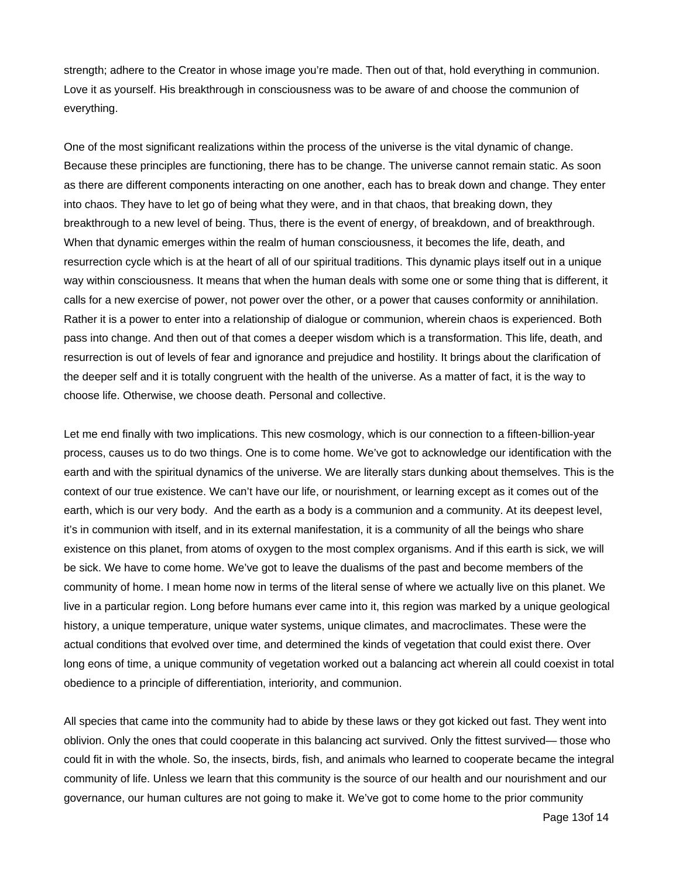strength; adhere to the Creator in whose image you're made. Then out of that, hold everything in communion. Love it as yourself. His breakthrough in consciousness was to be aware of and choose the communion of everything.

One of the most significant realizations within the process of the universe is the vital dynamic of change. Because these principles are functioning, there has to be change. The universe cannot remain static. As soon as there are different components interacting on one another, each has to break down and change. They enter into chaos. They have to let go of being what they were, and in that chaos, that breaking down, they breakthrough to a new level of being. Thus, there is the event of energy, of breakdown, and of breakthrough. When that dynamic emerges within the realm of human consciousness, it becomes the life, death, and resurrection cycle which is at the heart of all of our spiritual traditions. This dynamic plays itself out in a unique way within consciousness. It means that when the human deals with some one or some thing that is different, it calls for a new exercise of power, not power over the other, or a power that causes conformity or annihilation. Rather it is a power to enter into a relationship of dialogue or communion, wherein chaos is experienced. Both pass into change. And then out of that comes a deeper wisdom which is a transformation. This life, death, and resurrection is out of levels of fear and ignorance and prejudice and hostility. It brings about the clarification of the deeper self and it is totally congruent with the health of the universe. As a matter of fact, it is the way to choose life. Otherwise, we choose death. Personal and collective.

Let me end finally with two implications. This new cosmology, which is our connection to a fifteen-billion-year process, causes us to do two things. One is to come home. We've got to acknowledge our identification with the earth and with the spiritual dynamics of the universe. We are literally stars dunking about themselves. This is the context of our true existence. We can't have our life, or nourishment, or learning except as it comes out of the earth, which is our very body. And the earth as a body is a communion and a community. At its deepest level, it's in communion with itself, and in its external manifestation, it is a community of all the beings who share existence on this planet, from atoms of oxygen to the most complex organisms. And if this earth is sick, we will be sick. We have to come home. We've got to leave the dualisms of the past and become members of the community of home. I mean home now in terms of the literal sense of where we actually live on this planet. We live in a particular region. Long before humans ever came into it, this region was marked by a unique geological history, a unique temperature, unique water systems, unique climates, and macroclimates. These were the actual conditions that evolved over time, and determined the kinds of vegetation that could exist there. Over long eons of time, a unique community of vegetation worked out a balancing act wherein all could coexist in total obedience to a principle of differentiation, interiority, and communion.

All species that came into the community had to abide by these laws or they got kicked out fast. They went into oblivion. Only the ones that could cooperate in this balancing act survived. Only the fittest survived— those who could fit in with the whole. So, the insects, birds, fish, and animals who learned to cooperate became the integral community of life. Unless we learn that this community is the source of our health and our nourishment and our governance, our human cultures are not going to make it. We've got to come home to the prior community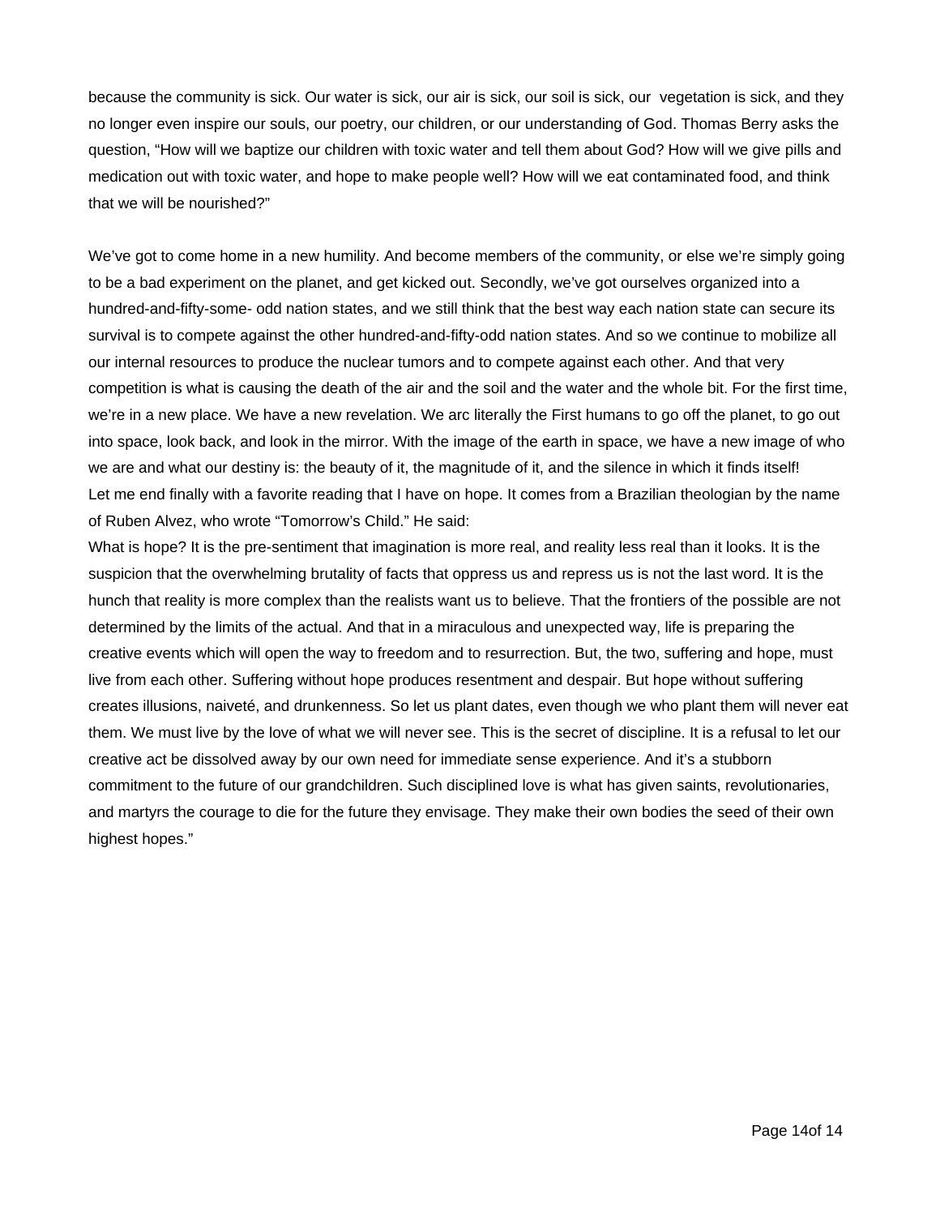because the community is sick. Our water is sick, our air is sick, our soil is sick, our vegetation is sick, and they no longer even inspire our souls, our poetry, our children, or our understanding of God. Thomas Berry asks the question, "How will we baptize our children with toxic water and tell them about God? How will we give pills and medication out with toxic water, and hope to make people well? How will we eat contaminated food, and think that we will be nourished?"

We've got to come home in a new humility. And become members of the community, or else we're simply going to be a bad experiment on the planet, and get kicked out. Secondly, we've got ourselves organized into a hundred-and-fifty-some- odd nation states, and we still think that the best way each nation state can secure its survival is to compete against the other hundred-and-fifty-odd nation states. And so we continue to mobilize all our internal resources to produce the nuclear tumors and to compete against each other. And that very competition is what is causing the death of the air and the soil and the water and the whole bit. For the first time, we're in a new place. We have a new revelation. We arc literally the First humans to go off the planet, to go out into space, look back, and look in the mirror. With the image of the earth in space, we have a new image of who we are and what our destiny is: the beauty of it, the magnitude of it, and the silence in which it finds itself!

Let me end finally with a favorite reading that I have on hope. It comes from a Brazilian theologian by the name of Ruben Alvez, who wrote "Tomorrow's Child." He said:

What is hope? It is the pre-sentiment that imagination is more real, and reality less real than it looks. It is the suspicion that the overwhelming brutality of facts that oppress us and repress us is not the last word. It is the hunch that reality is more complex than the realists want us to believe. That the frontiers of the possible are not determined by the limits of the actual. And that in a miraculous and unexpected way, life is preparing the creative events which will open the way to freedom and to resurrection. But, the two, suffering and hope, must live from each other. Suffering without hope produces resentment and despair. But hope without suffering creates illusions, naiveté, and drunkenness. So let us plant dates, even though we who plant them will never eat them. We must live by the love of what we will never see. This is the secret of discipline. It is a refusal to let our creative act be dissolved away by our own need for immediate sense experience. And it's a stubborn commitment to the future of our grandchildren. Such disciplined love is what has given saints, revolutionaries, and martyrs the courage to die for the future they envisage. They make their own bodies the seed of their own highest hopes."